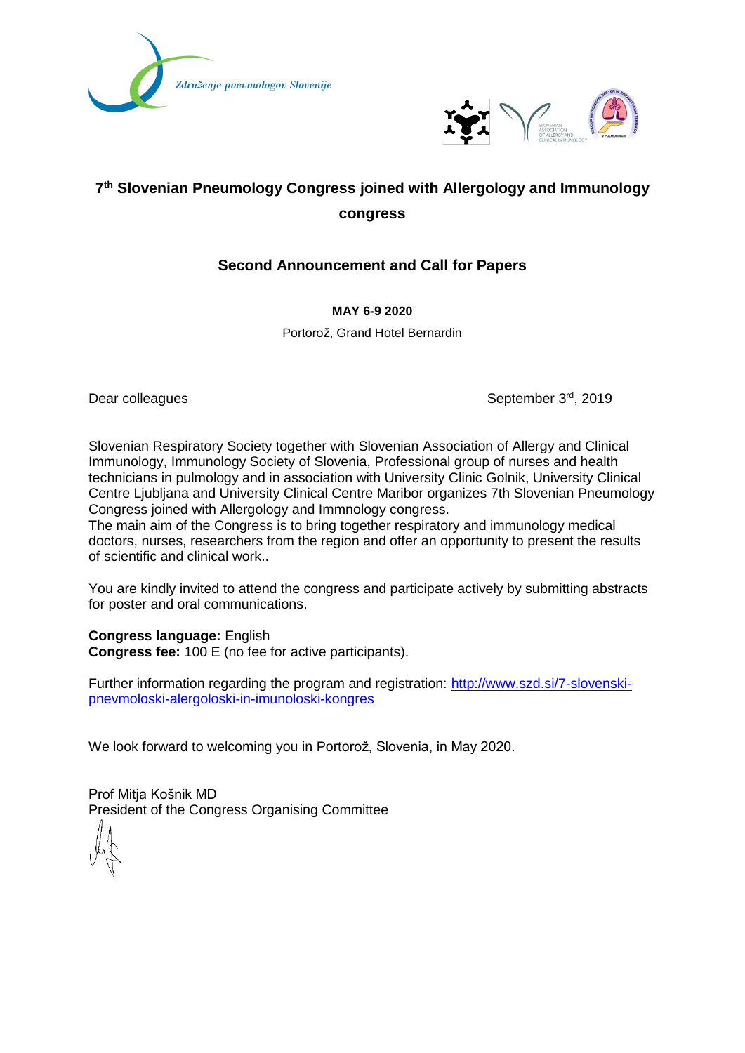Združenje pnevmologov Slovenije

# 7th Slovenian Pneumology Congress joined with Allergology and Immunology congress

## Second Announcement and Call for Papers

**MAY 6-9 2020**

Portorož, Grand Hotel Bernardin

Dear colleagues

September 3rd, 2019

Slovenian Respiratory Society together with Slovenian Association of Allergy and Clinical Immunology, Immunology Society of Slovenia, Professional group of nurses and health technicians in pulmology and in association with University Clinic Golnik, University Clinical Centre Ljubljana and University Clinical Centre Maribor organizes 7th Slovenian Pneumology Congress joined with Allergology and Immnology congress.
The main aim of the Congress is to bring together respiratory and immunology medical doctors, nurses, researchers from the region and offer an opportunity to present the results of scientific and clinical work..

You are kindly invited to attend the congress and participate actively by submitting abstracts for poster and oral communications.

**Congress language:** English
**Congress fee:** 100 E (no fee for active participants).

Further information regarding the program and registration: [http://www.szd.si/7-slovenski-pnevmoloski-alergoloski-in-imunoloski-kongres](http://www.szd.si/7-slovenski-pnevmoloski-alergoloski-in-imunoloski-kongres)

We look forward to welcoming you in Portorož, Slovenia, in May 2020.

Prof Mitja Košnik MD
President of the Congress Organising Committee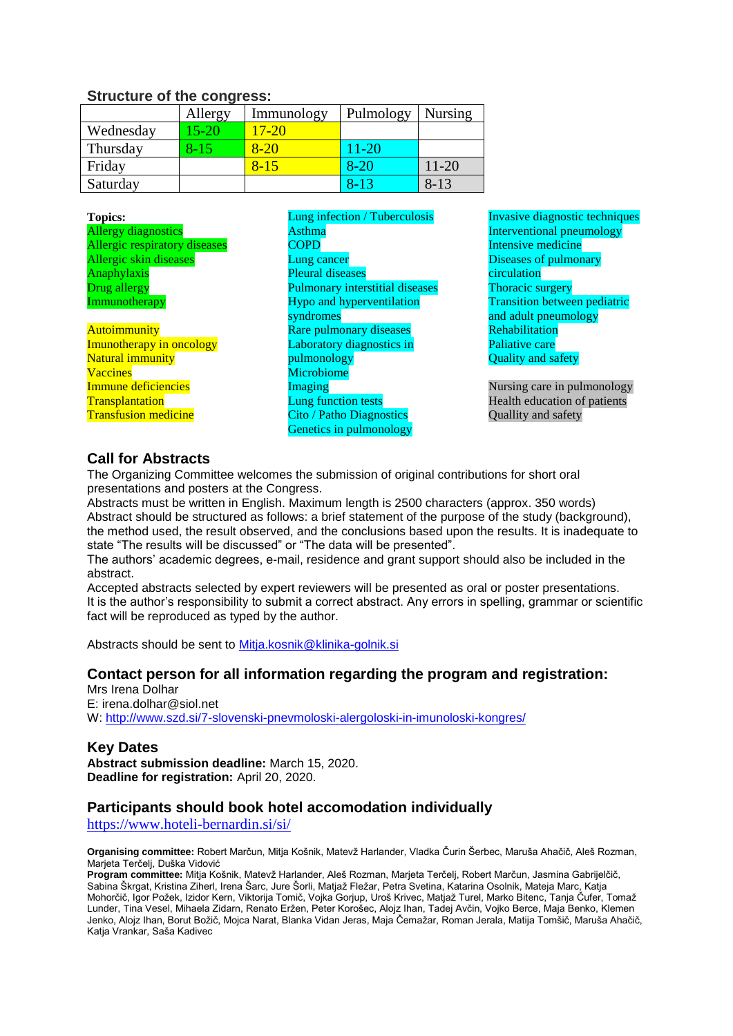## Structure of the congress:

| | Allergy | Immunology | Pulmology | Nursing |
|---|---|---|---|---|
| Wednesday | 15-20 | 17-20 | | |
| Thursday | 8-15 | 8-20 | 11-20 | |
| Friday | | 8-15 | 8-20 | 11-20 |
| Saturday | | | 8-13 | 8-13 |

**Topics:**

Allergy diagnostics
Allergic respiratory diseases
Allergic skin diseases
Anaphylaxis
Drug allergy
Immunotherapy

Autoimmunity
Imunotherapy in oncology
Natural immunity
Vaccines
Immune deficiencies
Transplantation
Transfusion medicine

Lung infection / Tuberculosis
Asthma
COPD
Lung cancer
Pleural diseases
Pulmonary interstitial diseases
Hypo and hyperventilation syndromes
Rare pulmonary diseases
Laboratory diagnostics in pulmonology
Microbiome
Imaging
Lung function tests
Cito / Patho Diagnostics
Genetics in pulmonology

Invasive diagnostic techniques
Interventional pneumology
Intensive medicine
Diseases of pulmonary circulation
Thoracic surgery
Transition between pediatric and adult pneumology
Rehabilitation
Paliative care
Quality and safety

Nursing care in pulmonology
Health education of patients
Quallity and safety

## Call for Abstracts

The Organizing Committee welcomes the submission of original contributions for short oral presentations and posters at the Congress.

Abstracts must be written in English. Maximum length is 2500 characters (approx. 350 words)

Abstract should be structured as follows: a brief statement of the purpose of the study (background), the method used, the result observed, and the conclusions based upon the results. It is inadequate to state "The results will be discussed" or "The data will be presented".

The authors' academic degrees, e-mail, residence and grant support should also be included in the abstract.

Accepted abstracts selected by expert reviewers will be presented as oral or poster presentations.

It is the author's responsibility to submit a correct abstract. Any errors in spelling, grammar or scientific fact will be reproduced as typed by the author.

Abstracts should be sent to Mitja.kosnik@klinika-golnik.si

## Contact person for all information regarding the program and registration:

Mrs Irena Dolhar
E: irena.dolhar@siol.net
W: http://www.szd.si/7-slovenski-pnevmoloski-alergoloski-in-imunoloski-kongres/

## Key Dates

**Abstract submission deadline:** March 15, 2020.
**Deadline for registration:** April 20, 2020.

## Participants should book hotel accomodation individually

https://www.hoteli-bernardin.si/si/

**Organising committee:** Robert Marčun, Mitja Košnik, Matevž Harlander, Vladka Čurin Šerbec, Maruša Ahačič, Aleš Rozman, Marjeta Terčelj, Duška Vidović

**Program committee:** Mitja Košnik, Matevž Harlander, Aleš Rozman, Marjeta Terčelj, Robert Marčun, Jasmina Gabrijelčič, Sabina Škrgat, Kristina Ziherl, Irena Šarc, Jure Šorli, Matjaž Fležar, Petra Svetina, Katarina Osolnik, Mateja Marc, Katja Mohorčič, Igor Požek, Izidor Kern, Viktorija Tomič, Vojka Gorjup, Uroš Krivec, Matjaž Turel, Marko Bitenc, Tanja Čufer, Tomaž Lunder, Tina Vesel, Mihaela Zidarn, Renato Eržen, Peter Korošec, Alojz Ihan, Tadej Avčin, Vojko Berce, Maja Benko, Klemen Jenko, Alojz Ihan, Borut Božič, Mojca Narat, Blanka Vidan Jeras, Maja Čemažar, Roman Jerala, Matija Tomšič, Maruša Ahačič, Katja Vrankar, Saša Kadivec